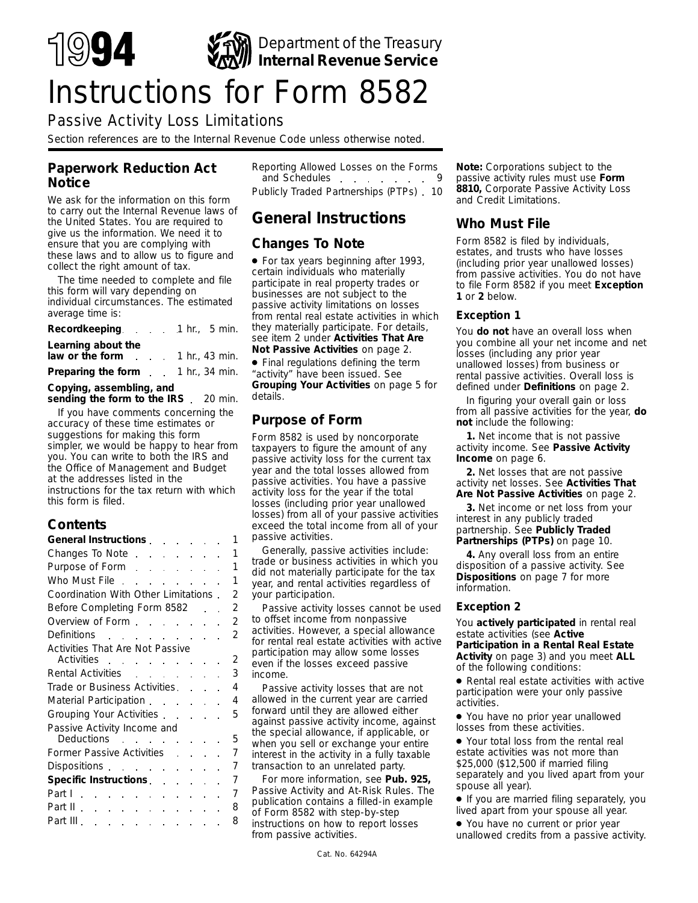# 1994 Instructions for Form 8582

Department of the Treasury
**Internal Revenue Service**

## Passive Activity Loss Limitations

Section references are to the Internal Revenue Code unless otherwise noted.

## Paperwork Reduction Act Notice

We ask for the information on this form to carry out the Internal Revenue laws of the United States. You are required to give us the information. We need it to ensure that you are complying with these laws and to allow us to figure and collect the right amount of tax.

The time needed to complete and file this form will vary depending on individual circumstances. The estimated average time is:

| | |
|---|---|
| **Recordkeeping** | 1 hr., 5 min. |
| **Learning about the law or the form** | 1 hr., 43 min. |
| **Preparing the form** | 1 hr., 34 min. |
| **Copying, assembling, and sending the form to the IRS** | 20 min. |

If you have comments concerning the accuracy of these time estimates or suggestions for making this form simpler, we would be happy to hear from you. You can write to both the IRS and the Office of Management and Budget at the addresses listed in the instructions for the tax return with which this form is filed.

## Contents

| | |
|---|---|
| **General Instructions** | 1 |
| Changes To Note | 1 |
| Purpose of Form | 1 |
| Who Must File | 1 |
| Coordination With Other Limitations | 2 |
| Before Completing Form 8582 | 2 |
| Overview of Form | 2 |
| Definitions | 2 |
| Activities That Are Not Passive Activities | 2 |
| Rental Activities | 3 |
| Trade or Business Activities | 4 |
| Material Participation | 4 |
| Grouping Your Activities | 5 |
| Passive Activity Income and Deductions | 5 |
| Former Passive Activities | 7 |
| Dispositions | 7 |
| **Specific Instructions** | 7 |
| Part I | 7 |
| Part II | 8 |
| Part III | 8 |
| Reporting Allowed Losses on the Forms and Schedules | 9 |
| Publicly Traded Partnerships (PTPs) | 10 |

# General Instructions

## Changes To Note

- For tax years beginning after 1993, certain individuals who materially participate in real property trades or businesses are not subject to the passive activity limitations on losses from rental real estate activities in which they materially participate. For details, see item 2 under **Activities That Are Not Passive Activities** on page 2.
- Final regulations defining the term "activity" have been issued. See **Grouping Your Activities** on page 5 for details.

## Purpose of Form

Form 8582 is used by noncorporate taxpayers to figure the amount of any passive activity loss for the current tax year and the total losses allowed from passive activities. You have a passive activity loss for the year if the total losses (including prior year unallowed losses) from all of your passive activities exceed the total income from all of your passive activities.

Generally, passive activities include: trade or business activities in which you did not materially participate for the tax year, and rental activities regardless of your participation.

Passive activity losses cannot be used to offset income from nonpassive activities. However, a special allowance for rental real estate activities with active participation may allow some losses even if the losses exceed passive income.

Passive activity losses that are not allowed in the current year are carried forward until they are allowed either against passive activity income, against the special allowance, if applicable, or when you sell or exchange your entire interest in the activity in a fully taxable transaction to an unrelated party.

For more information, see **Pub. 925,** Passive Activity and At-Risk Rules. The publication contains a filled-in example of Form 8582 with step-by-step instructions on how to report losses from passive activities.

**Note:** Corporations subject to the passive activity rules must use **Form 8810,** Corporate Passive Activity Loss and Credit Limitations.

## Who Must File

Form 8582 is filed by individuals, estates, and trusts who have losses (including prior year unallowed losses) from passive activities. You do not have to file Form 8582 if you meet **Exception 1** or **2** below.

### Exception 1

You **do not** have an overall loss when you combine all your net income and net losses (including any prior year unallowed losses) from business or rental passive activities. Overall loss is defined under **Definitions** on page 2.

In figuring your overall gain or loss from all passive activities for the year, **do not** include the following:

**1.** Net income that is not passive activity income. See **Passive Activity Income** on page 6.

**2.** Net losses that are not passive activity net losses. See **Activities That Are Not Passive Activities** on page 2.

**3.** Net income or net loss from your interest in any publicly traded partnership. See **Publicly Traded Partnerships (PTPs)** on page 10.

**4.** Any overall loss from an entire disposition of a passive activity. See **Dispositions** on page 7 for more information.

### Exception 2

You **actively participated** in rental real estate activities (see **Active Participation in a Rental Real Estate Activity** on page 3) and you meet **ALL** of the following conditions:

- Rental real estate activities with active participation were your only passive activities.
- You have no prior year unallowed losses from these activities.
- Your total loss from the rental real estate activities was not more than $25,000 ($12,500 if married filing separately and you lived apart from your spouse all year).
- If you are married filing separately, you lived apart from your spouse all year.
- You have no current or prior year unallowed credits from a passive activity.

Cat. No. 64294A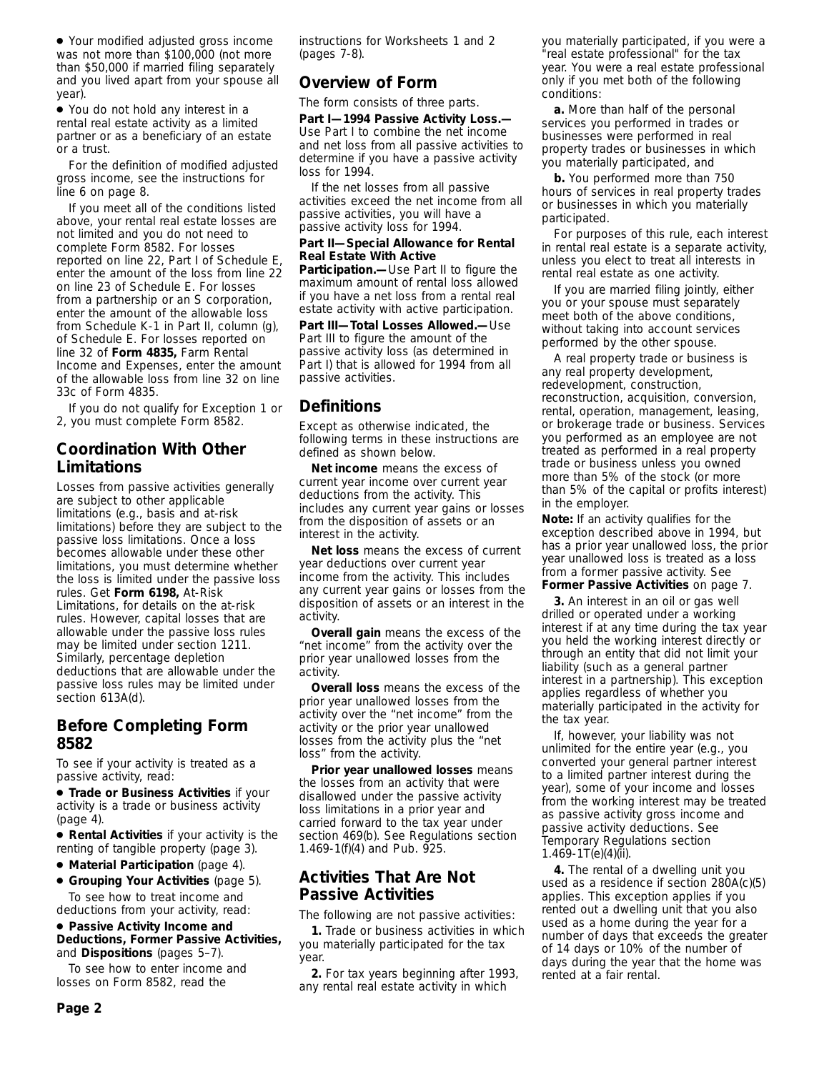- Your modified adjusted gross income was not more than $100,000 (not more than $50,000 if married filing separately and you lived apart from your spouse all year).
- You do not hold any interest in a rental real estate activity as a limited partner or as a beneficiary of an estate or a trust.

For the definition of modified adjusted gross income, see the instructions for line 6 on page 8.

If you meet all of the conditions listed above, your rental real estate losses are not limited and you do not need to complete Form 8582. For losses reported on line 22, Part I of Schedule E, enter the amount of the loss from line 22 on line 23 of Schedule E. For losses from a partnership or an S corporation, enter the amount of the allowable loss from Schedule K-1 in Part II, column (g), of Schedule E. For losses reported on line 32 of **Form 4835,** Farm Rental Income and Expenses, enter the amount of the allowable loss from line 32 on line 33c of Form 4835.

If you do not qualify for Exception 1 or 2, you must complete Form 8582.

## Coordination With Other Limitations

Losses from passive activities generally are subject to other applicable limitations (e.g., basis and at-risk limitations) before they are subject to the passive loss limitations. Once a loss becomes allowable under these other limitations, you must determine whether the loss is limited under the passive loss rules. Get **Form 6198,** At-Risk Limitations, for details on the at-risk rules. However, capital losses that are allowable under the passive loss rules may be limited under section 1211. Similarly, percentage depletion deductions that are allowable under the passive loss rules may be limited under section 613A(d).

## Before Completing Form 8582

To see if your activity is treated as a passive activity, read:

- **Trade or Business Activities** if your activity is a trade or business activity (page 4).
- **Rental Activities** if your activity is the renting of tangible property (page 3).
- **Material Participation** (page 4).
- **Grouping Your Activities** (page 5).

To see how to treat income and deductions from your activity, read:

- **Passive Activity Income and Deductions, Former Passive Activities,** and **Dispositions** (pages 5–7).

To see how to enter income and losses on Form 8582, read the instructions for Worksheets 1 and 2 (pages 7-8).

## Overview of Form

The form consists of three parts.

**Part I—1994 Passive Activity Loss.—** Use Part I to combine the net income and net loss from all passive activities to determine if you have a passive activity loss for 1994.

If the net losses from all passive activities exceed the net income from all passive activities, you will have a passive activity loss for 1994.

**Part II—Special Allowance for Rental Real Estate With Active Participation.—** Use Part II to figure the maximum amount of rental loss allowed if you have a net loss from a rental real estate activity with active participation.

**Part III—Total Losses Allowed.—** Use Part III to figure the amount of the passive activity loss (as determined in Part I) that is allowed for 1994 from all passive activities.

## Definitions

Except as otherwise indicated, the following terms in these instructions are defined as shown below.

**Net income** means the excess of current year income over current year deductions from the activity. This includes any current year gains or losses from the disposition of assets or an interest in the activity.

**Net loss** means the excess of current year deductions over current year income from the activity. This includes any current year gains or losses from the disposition of assets or an interest in the activity.

**Overall gain** means the excess of the "net income" from the activity over the prior year unallowed losses from the activity.

**Overall loss** means the excess of the prior year unallowed losses from the activity over the "net income" from the activity or the prior year unallowed losses from the activity plus the "net loss" from the activity.

**Prior year unallowed losses** means the losses from an activity that were disallowed under the passive activity loss limitations in a prior year and carried forward to the tax year under section 469(b). See Regulations section 1.469-1(f)(4) and Pub. 925.

## Activities That Are Not Passive Activities

The following are not passive activities:

**1.** Trade or business activities in which you materially participated for the tax year.

**2.** For tax years beginning after 1993, any rental real estate activity in which you materially participated, if you were a "real estate professional" for the tax year. You were a real estate professional only if you met both of the following conditions:

**a.** More than half of the personal services you performed in trades or businesses were performed in real property trades or businesses in which you materially participated, and

**b.** You performed more than 750 hours of services in real property trades or businesses in which you materially participated.

For purposes of this rule, each interest in rental real estate is a separate activity, unless you elect to treat all interests in rental real estate as one activity.

If you are married filing jointly, either you or your spouse must separately meet both of the above conditions, without taking into account services performed by the other spouse.

A real property trade or business is any real property development, redevelopment, construction, reconstruction, acquisition, conversion, rental, operation, management, leasing, or brokerage trade or business. Services you performed as an employee are not treated as performed in a real property trade or business unless you owned more than 5% of the stock (or more than 5% of the capital or profits interest) in the employer.

**Note:** If an activity qualifies for the exception described above in 1994, but has a prior year unallowed loss, the prior year unallowed loss is treated as a loss from a former passive activity. See **Former Passive Activities** on page 7.

**3.** An interest in an oil or gas well drilled or operated under a working interest if at any time during the tax year you held the working interest directly or through an entity that did not limit your liability (such as a general partner interest in a partnership). This exception applies regardless of whether you materially participated in the activity for the tax year.

If, however, your liability was not unlimited for the entire year (e.g., you converted your general partner interest to a limited partner interest during the year), some of your income and losses from the working interest may be treated as passive activity gross income and passive activity deductions. See Temporary Regulations section 1.469-1T(e)(4)(ii).

**4.** The rental of a dwelling unit you used as a residence if section 280A(c)(5) applies. This exception applies if you rented out a dwelling unit that you also used as a home during the year for a number of days that exceeds the greater of 14 days or 10% of the number of days during the year that the home was rented at a fair rental.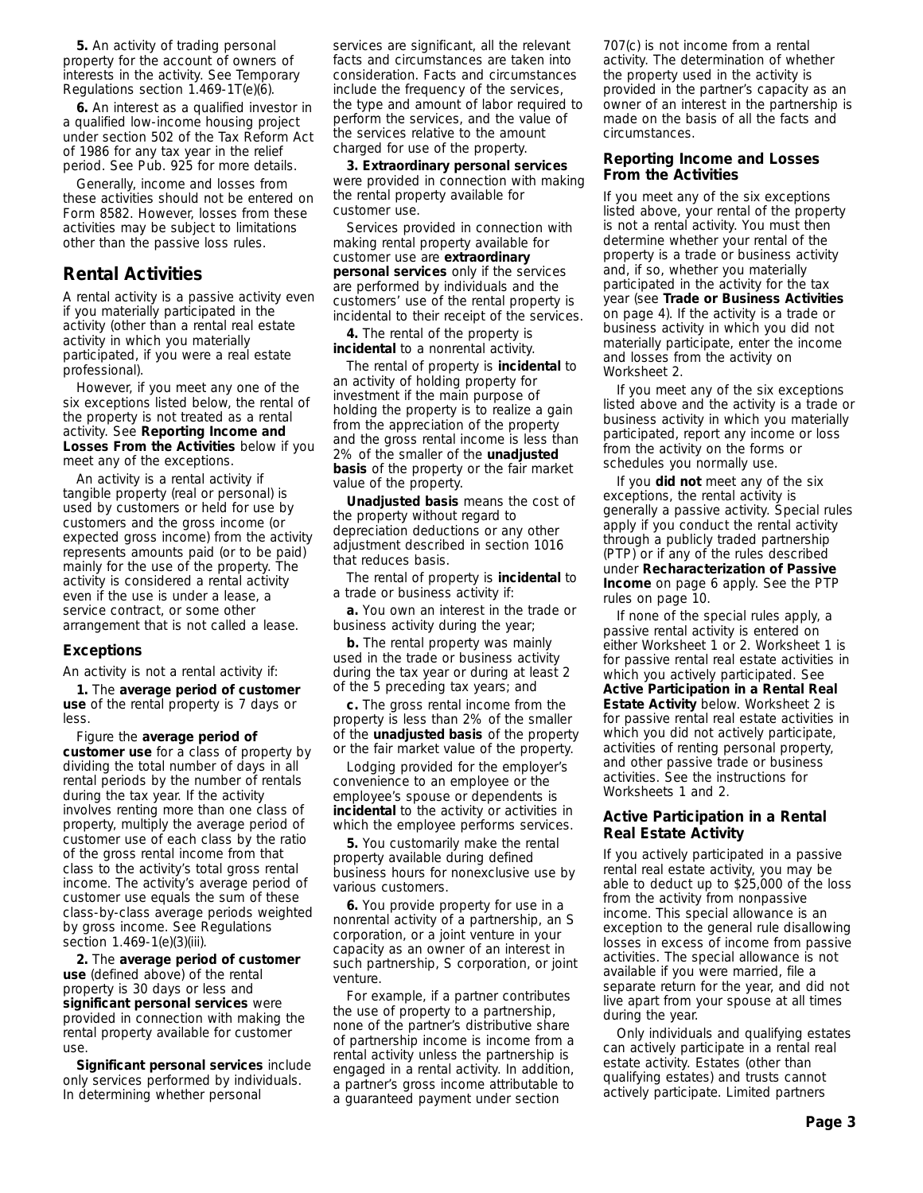**5.** An activity of trading personal property for the account of owners of interests in the activity. See Temporary Regulations section 1.469-1T(e)(6).

**6.** An interest as a qualified investor in a qualified low-income housing project under section 502 of the Tax Reform Act of 1986 for any tax year in the relief period. See Pub. 925 for more details.

Generally, income and losses from these activities should not be entered on Form 8582. However, losses from these activities may be subject to limitations other than the passive loss rules.

## Rental Activities

A rental activity is a passive activity even if you materially participated in the activity (other than a rental real estate activity in which you materially participated, if you were a real estate professional).

However, if you meet any one of the six exceptions listed below, the rental of the property is not treated as a rental activity. See **Reporting Income and Losses From the Activities** below if you meet any of the exceptions.

An activity is a rental activity if tangible property (real or personal) is used by customers or held for use by customers and the gross income (or expected gross income) from the activity represents amounts paid (or to be paid) mainly for the use of the property. The activity is considered a rental activity even if the use is under a lease, a service contract, or some other arrangement that is not called a lease.

### Exceptions

An activity is not a rental activity if:

**1.** The **average period of customer use** of the rental property is 7 days or less.

Figure the **average period of customer use** for a class of property by dividing the total number of days in all rental periods by the number of rentals during the tax year. If the activity involves renting more than one class of property, multiply the average period of customer use of each class by the ratio of the gross rental income from that class to the activity's total gross rental income. The activity's average period of customer use equals the sum of these class-by-class average periods weighted by gross income. See Regulations section 1.469-1(e)(3)(iii).

**2.** The **average period of customer use** (defined above) of the rental property is 30 days or less and **significant personal services** were provided in connection with making the rental property available for customer use.

**Significant personal services** include only services performed by individuals. In determining whether personal services are significant, all the relevant facts and circumstances are taken into consideration. Facts and circumstances include the frequency of the services, the type and amount of labor required to perform the services, and the value of the services relative to the amount charged for use of the property.

**3. Extraordinary personal services** were provided in connection with making the rental property available for customer use.

Services provided in connection with making rental property available for customer use are **extraordinary personal services** only if the services are performed by individuals and the customers' use of the rental property is incidental to their receipt of the services.

**4.** The rental of the property is **incidental** to a nonrental activity.

The rental of property is **incidental** to an activity of holding property for investment if the main purpose of holding the property is to realize a gain from the appreciation of the property and the gross rental income is less than 2% of the smaller of the **unadjusted basis** of the property or the fair market value of the property.

**Unadjusted basis** means the cost of the property without regard to depreciation deductions or any other adjustment described in section 1016 that reduces basis.

The rental of property is **incidental** to a trade or business activity if:

**a.** You own an interest in the trade or business activity during the year;

**b.** The rental property was mainly used in the trade or business activity during the tax year or during at least 2 of the 5 preceding tax years; and

**c.** The gross rental income from the property is less than 2% of the smaller of the **unadjusted basis** of the property or the fair market value of the property.

Lodging provided for the employer's convenience to an employee or the employee's spouse or dependents is **incidental** to the activity or activities in which the employee performs services.

**5.** You customarily make the rental property available during defined business hours for nonexclusive use by various customers.

**6.** You provide property for use in a nonrental activity of a partnership, an S corporation, or a joint venture in your capacity as an owner of an interest in such partnership, S corporation, or joint venture.

For example, if a partner contributes the use of property to a partnership, none of the partner's distributive share of partnership income is income from a rental activity unless the partnership is engaged in a rental activity. In addition, a partner's gross income attributable to a guaranteed payment under section 707(c) is not income from a rental activity. The determination of whether the property used in the activity is provided in the partner's capacity as an owner of an interest in the partnership is made on the basis of all the facts and circumstances.

### Reporting Income and Losses From the Activities

If you meet any of the six exceptions listed above, your rental of the property is not a rental activity. You must then determine whether your rental of the property is a trade or business activity and, if so, whether you materially participated in the activity for the tax year (see **Trade or Business Activities** on page 4). If the activity is a trade or business activity in which you did not materially participate, enter the income and losses from the activity on Worksheet 2.

If you meet any of the six exceptions listed above and the activity is a trade or business activity in which you materially participated, report any income or loss from the activity on the forms or schedules you normally use.

If you **did not** meet any of the six exceptions, the rental activity is generally a passive activity. Special rules apply if you conduct the rental activity through a publicly traded partnership (PTP) or if any of the rules described under **Recharacterization of Passive Income** on page 6 apply. See the PTP rules on page 10.

If none of the special rules apply, a passive rental activity is entered on either Worksheet 1 or 2. Worksheet 1 is for passive rental real estate activities in which you actively participated. See **Active Participation in a Rental Real Estate Activity** below. Worksheet 2 is for passive rental real estate activities in which you did not actively participate, activities of renting personal property, and other passive trade or business activities. See the instructions for Worksheets 1 and 2.

### Active Participation in a Rental Real Estate Activity

If you actively participated in a passive rental real estate activity, you may be able to deduct up to $25,000 of the loss from the activity from nonpassive income. This special allowance is an exception to the general rule disallowing losses in excess of income from passive activities. The special allowance is not available if you were married, file a separate return for the year, and did not live apart from your spouse at all times during the year.

Only individuals and qualifying estates can actively participate in a rental real estate activity. Estates (other than qualifying estates) and trusts cannot actively participate. Limited partners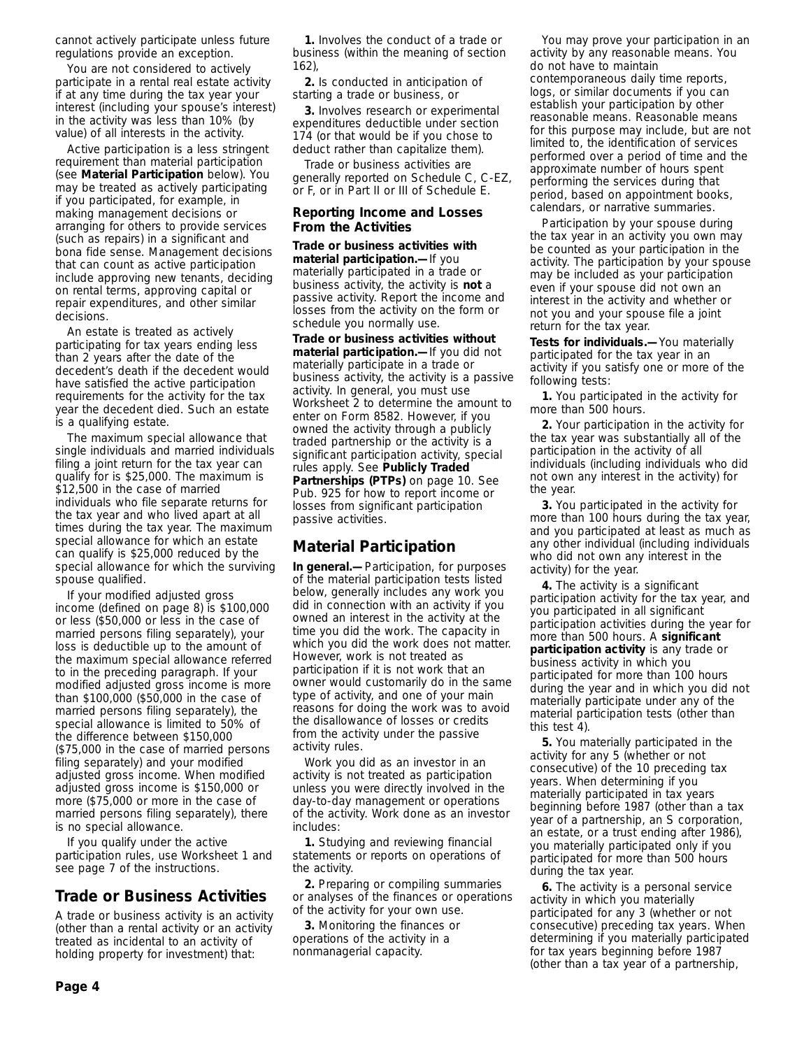cannot actively participate unless future regulations provide an exception.

You are not considered to actively participate in a rental real estate activity if at any time during the tax year your interest (including your spouse's interest) in the activity was less than 10% (by value) of all interests in the activity.

Active participation is a less stringent requirement than material participation (see **Material Participation** below). You may be treated as actively participating if you participated, for example, in making management decisions or arranging for others to provide services (such as repairs) in a significant and bona fide sense. Management decisions that can count as active participation include approving new tenants, deciding on rental terms, approving capital or repair expenditures, and other similar decisions.

An estate is treated as actively participating for tax years ending less than 2 years after the date of the decedent's death if the decedent would have satisfied the active participation requirements for the activity for the tax year the decedent died. Such an estate is a qualifying estate.

The maximum special allowance that single individuals and married individuals filing a joint return for the tax year can qualify for is $25,000. The maximum is $12,500 in the case of married individuals who file separate returns for the tax year and who lived apart at all times during the tax year. The maximum special allowance for which an estate can qualify is $25,000 reduced by the special allowance for which the surviving spouse qualified.

If your modified adjusted gross income (defined on page 8) is $100,000 or less ($50,000 or less in the case of married persons filing separately), your loss is deductible up to the amount of the maximum special allowance referred to in the preceding paragraph. If your modified adjusted gross income is more than $100,000 ($50,000 in the case of married persons filing separately), the special allowance is limited to 50% of the difference between $150,000 ($75,000 in the case of married persons filing separately) and your modified adjusted gross income. When modified adjusted gross income is $150,000 or more ($75,000 or more in the case of married persons filing separately), there is no special allowance.

If you qualify under the active participation rules, use Worksheet 1 and see page 7 of the instructions.

## Trade or Business Activities

A trade or business activity is an activity (other than a rental activity or an activity treated as incidental to an activity of holding property for investment) that:

**1.** Involves the conduct of a trade or business (within the meaning of section 162),

**2.** Is conducted in anticipation of starting a trade or business, or

**3.** Involves research or experimental expenditures deductible under section 174 (or that would be if you chose to deduct rather than capitalize them).

Trade or business activities are generally reported on Schedule C, C-EZ, or F, or in Part II or III of Schedule E.

### Reporting Income and Losses From the Activities

**Trade or business activities with material participation.—** If you materially participated in a trade or business activity, the activity is **not** a passive activity. Report the income and losses from the activity on the form or schedule you normally use.

**Trade or business activities without material participation.—** If you did not materially participate in a trade or business activity, the activity is a passive activity. In general, you must use Worksheet 2 to determine the amount to enter on Form 8582. However, if you owned the activity through a publicly traded partnership or the activity is a significant participation activity, special rules apply. See **Publicly Traded Partnerships (PTPs)** on page 10. See Pub. 925 for how to report income or losses from significant participation passive activities.

## Material Participation

**In general.—** Participation, for purposes of the material participation tests listed below, generally includes any work you did in connection with an activity if you owned an interest in the activity at the time you did the work. The capacity in which you did the work does not matter. However, work is not treated as participation if it is not work that an owner would customarily do in the same type of activity, and one of your main reasons for doing the work was to avoid the disallowance of losses or credits from the activity under the passive activity rules.

Work you did as an investor in an activity is not treated as participation unless you were directly involved in the day-to-day management or operations of the activity. Work done as an investor includes:

**1.** Studying and reviewing financial statements or reports on operations of the activity.

**2.** Preparing or compiling summaries or analyses of the finances or operations of the activity for your own use.

**3.** Monitoring the finances or operations of the activity in a nonmanagerial capacity.

You may prove your participation in an activity by any reasonable means. You do not have to maintain contemporaneous daily time reports, logs, or similar documents if you can establish your participation by other reasonable means. Reasonable means for this purpose may include, but are not limited to, the identification of services performed over a period of time and the approximate number of hours spent performing the services during that period, based on appointment books, calendars, or narrative summaries.

Participation by your spouse during the tax year in an activity you own may be counted as your participation in the activity. The participation by your spouse may be included as your participation even if your spouse did not own an interest in the activity and whether or not you and your spouse file a joint return for the tax year.

**Tests for individuals.—** You materially participated for the tax year in an activity if you satisfy one or more of the following tests:

**1.** You participated in the activity for more than 500 hours.

**2.** Your participation in the activity for the tax year was substantially all of the participation in the activity of all individuals (including individuals who did not own any interest in the activity) for the year.

**3.** You participated in the activity for more than 100 hours during the tax year, and you participated at least as much as any other individual (including individuals who did not own any interest in the activity) for the year.

**4.** The activity is a significant participation activity for the tax year, and you participated in all significant participation activities during the year for more than 500 hours. A **significant participation activity** is any trade or business activity in which you participated for more than 100 hours during the year and in which you did not materially participate under any of the material participation tests (other than this test 4).

**5.** You materially participated in the activity for any 5 (whether or not consecutive) of the 10 preceding tax years. When determining if you materially participated in tax years beginning before 1987 (other than a tax year of a partnership, an S corporation, an estate, or a trust ending after 1986), you materially participated only if you participated for more than 500 hours during the tax year.

**6.** The activity is a personal service activity in which you materially participated for any 3 (whether or not consecutive) preceding tax years. When determining if you materially participated for tax years beginning before 1987 (other than a tax year of a partnership,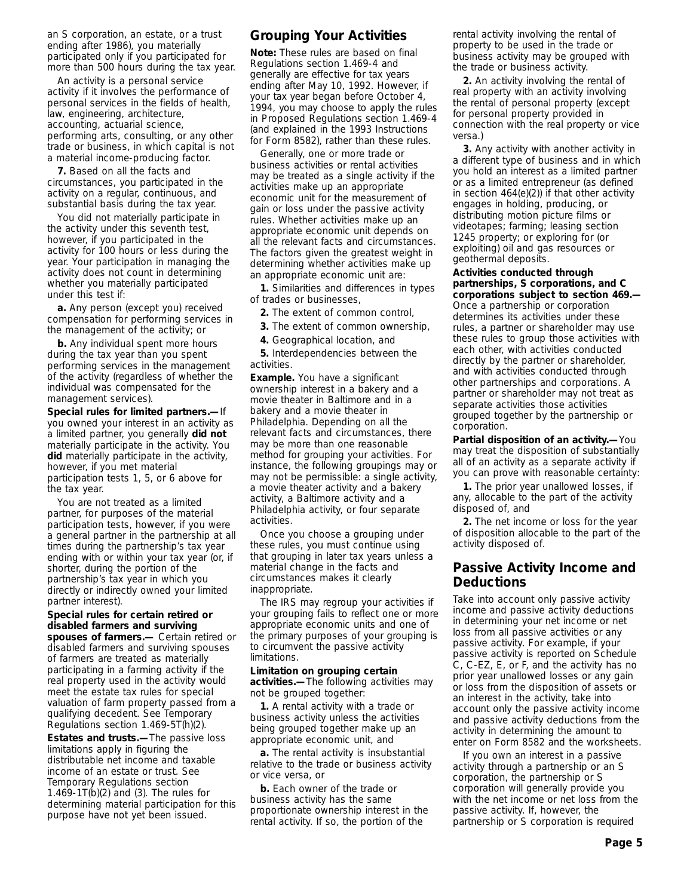an S corporation, an estate, or a trust ending after 1986), you materially participated only if you participated for more than 500 hours during the tax year.

An activity is a personal service activity if it involves the performance of personal services in the fields of health, law, engineering, architecture, accounting, actuarial science, performing arts, consulting, or any other trade or business, in which capital is not a material income-producing factor.

**7.** Based on all the facts and circumstances, you participated in the activity on a regular, continuous, and substantial basis during the tax year.

You did not materially participate in the activity under this seventh test, however, if you participated in the activity for 100 hours or less during the year. Your participation in managing the activity does not count in determining whether you materially participated under this test if:

**a.** Any person (except you) received compensation for performing services in the management of the activity; or

**b.** Any individual spent more hours during the tax year than you spent performing services in the management of the activity (regardless of whether the individual was compensated for the management services).

**Special rules for limited partners.—** If you owned your interest in an activity as a limited partner, you generally **did not** materially participate in the activity. You **did** materially participate in the activity, however, if you met material participation tests 1, 5, or 6 above for the tax year.

You are not treated as a limited partner, for purposes of the material participation tests, however, if you were a general partner in the partnership at all times during the partnership's tax year ending with or within your tax year (or, if shorter, during the portion of the partnership's tax year in which you directly or indirectly owned your limited partner interest).

**Special rules for certain retired or disabled farmers and surviving spouses of farmers.—** Certain retired or disabled farmers and surviving spouses of farmers are treated as materially participating in a farming activity if the real property used in the activity would meet the estate tax rules for special valuation of farm property passed from a qualifying decedent. See Temporary Regulations section 1.469-5T(h)(2).

**Estates and trusts.—** The passive loss limitations apply in figuring the distributable net income and taxable income of an estate or trust. See Temporary Regulations section 1.469-1T(b)(2) and (3). The rules for determining material participation for this purpose have not yet been issued.

## Grouping Your Activities

**Note:** These rules are based on final Regulations section 1.469-4 and generally are effective for tax years ending after May 10, 1992. However, if your tax year began before October 4, 1994, you may choose to apply the rules in Proposed Regulations section 1.469-4 (and explained in the 1993 Instructions for Form 8582), rather than these rules.

Generally, one or more trade or business activities or rental activities may be treated as a single activity if the activities make up an appropriate economic unit for the measurement of gain or loss under the passive activity rules. Whether activities make up an appropriate economic unit depends on all the relevant facts and circumstances. The factors given the greatest weight in determining whether activities make up an appropriate economic unit are:

**1.** Similarities and differences in types of trades or businesses,

**2.** The extent of common control,

**3.** The extent of common ownership,

**4.** Geographical location, and

**5.** Interdependencies between the activities.

**Example.** You have a significant ownership interest in a bakery and a movie theater in Baltimore and in a bakery and a movie theater in Philadelphia. Depending on all the relevant facts and circumstances, there may be more than one reasonable method for grouping your activities. For instance, the following groupings may or may not be permissible: a single activity, a movie theater activity and a bakery activity, a Baltimore activity and a Philadelphia activity, or four separate activities.

Once you choose a grouping under these rules, you must continue using that grouping in later tax years unless a material change in the facts and circumstances makes it clearly inappropriate.

The IRS may regroup your activities if your grouping fails to reflect one or more appropriate economic units and one of the primary purposes of your grouping is to circumvent the passive activity limitations.

**Limitation on grouping certain activities.—** The following activities may not be grouped together:

**1.** A rental activity with a trade or business activity unless the activities being grouped together make up an appropriate economic unit, and

**a.** The rental activity is insubstantial relative to the trade or business activity or vice versa, or

**b.** Each owner of the trade or business activity has the same proportionate ownership interest in the rental activity. If so, the portion of the rental activity involving the rental of property to be used in the trade or business activity may be grouped with the trade or business activity.

**2.** An activity involving the rental of real property with an activity involving the rental of personal property (except for personal property provided in connection with the real property or vice versa.)

**3.** Any activity with another activity in a different type of business and in which you hold an interest as a limited partner or as a limited entrepreneur (as defined in section 464(e)(2)) if that other activity engages in holding, producing, or distributing motion picture films or videotapes; farming; leasing section 1245 property; or exploring for (or exploiting) oil and gas resources or geothermal deposits.

**Activities conducted through partnerships, S corporations, and C corporations subject to section 469.—** Once a partnership or corporation determines its activities under these rules, a partner or shareholder may use these rules to group those activities with each other, with activities conducted directly by the partner or shareholder, and with activities conducted through other partnerships and corporations. A partner or shareholder may not treat as separate activities those activities grouped together by the partnership or corporation.

**Partial disposition of an activity.—** You may treat the disposition of substantially all of an activity as a separate activity if you can prove with reasonable certainty:

**1.** The prior year unallowed losses, if any, allocable to the part of the activity disposed of, and

**2.** The net income or loss for the year of disposition allocable to the part of the activity disposed of.

## Passive Activity Income and Deductions

Take into account only passive activity income and passive activity deductions in determining your net income or net loss from all passive activities or any passive activity. For example, if your passive activity is reported on Schedule C, C-EZ, E, or F, and the activity has no prior year unallowed losses or any gain or loss from the disposition of assets or an interest in the activity, take into account only the passive activity income and passive activity deductions from the activity in determining the amount to enter on Form 8582 and the worksheets.

If you own an interest in a passive activity through a partnership or an S corporation, the partnership or S corporation will generally provide you with the net income or net loss from the passive activity. If, however, the partnership or S corporation is required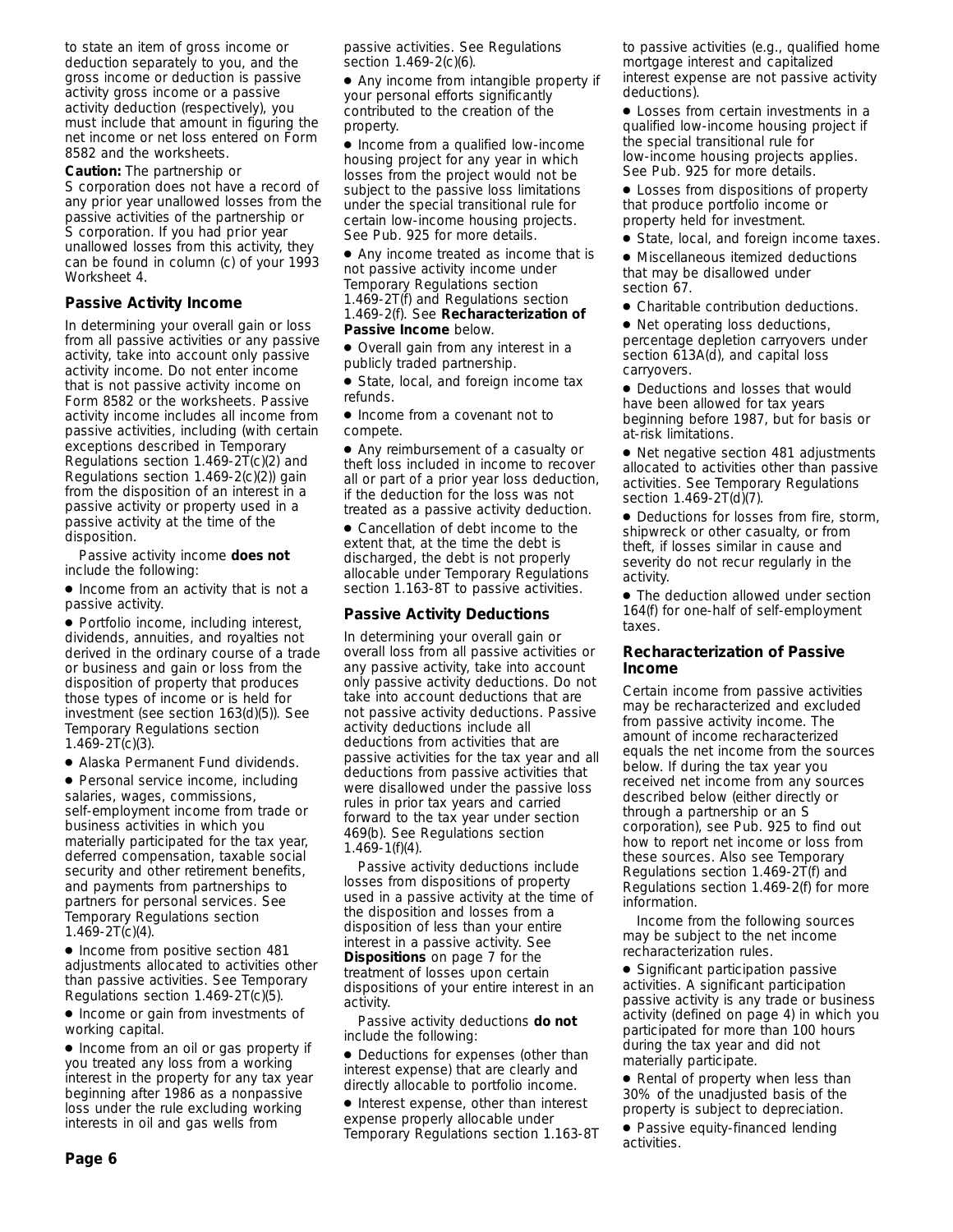to state an item of gross income or deduction separately to you, and the gross income or deduction is passive activity gross income or a passive activity deduction (respectively), you must include that amount in figuring the net income or net loss entered on Form 8582 and the worksheets.

**Caution:** The partnership or S corporation does not have a record of any prior year unallowed losses from the passive activities of the partnership or S corporation. If you had prior year unallowed losses from this activity, they can be found in column (c) of your 1993 Worksheet 4.

### Passive Activity Income

In determining your overall gain or loss from all passive activities or any passive activity, take into account only passive activity income. Do not enter income that is not passive activity income on Form 8582 or the worksheets. Passive activity income includes all income from passive activities, including (with certain exceptions described in Temporary Regulations section 1.469-2T(c)(2) and Regulations section 1.469-2(c)(2)) gain from the disposition of an interest in a passive activity or property used in a passive activity at the time of the disposition.

Passive activity income **does not** include the following:

- Income from an activity that is not a passive activity.
- Portfolio income, including interest, dividends, annuities, and royalties not derived in the ordinary course of a trade or business and gain or loss from the disposition of property that produces those types of income or is held for investment (see section 163(d)(5)). See Temporary Regulations section 1.469-2T(c)(3).
- Alaska Permanent Fund dividends.
- Personal service income, including salaries, wages, commissions, self-employment income from trade or business activities in which you materially participated for the tax year, deferred compensation, taxable social security and other retirement benefits, and payments from partnerships to partners for personal services. See Temporary Regulations section 1.469-2T(c)(4).
- Income from positive section 481 adjustments allocated to activities other than passive activities. See Temporary Regulations section 1.469-2T(c)(5).
- Income or gain from investments of working capital.
- Income from an oil or gas property if you treated any loss from a working interest in the property for any tax year beginning after 1986 as a nonpassive loss under the rule excluding working interests in oil and gas wells from passive activities. See Regulations section 1.469-2(c)(6).
- Any income from intangible property if your personal efforts significantly contributed to the creation of the property.
- Income from a qualified low-income housing project for any year in which losses from the project would not be subject to the passive loss limitations under the special transitional rule for certain low-income housing projects. See Pub. 925 for more details.
- Any income treated as income that is not passive activity income under Temporary Regulations section 1.469-2T(f) and Regulations section 1.469-2(f). See **Recharacterization of Passive Income** below.
- Overall gain from any interest in a publicly traded partnership.
- State, local, and foreign income tax refunds.
- Income from a covenant not to compete.
- Any reimbursement of a casualty or theft loss included in income to recover all or part of a prior year loss deduction, if the deduction for the loss was not treated as a passive activity deduction.
- Cancellation of debt income to the extent that, at the time the debt is discharged, the debt is not properly allocable under Temporary Regulations section 1.163-8T to passive activities.

### Passive Activity Deductions

In determining your overall gain or overall loss from all passive activities or any passive activity, take into account only passive activity deductions. Do not take into account deductions that are not passive activity deductions. Passive activity deductions include all deductions from activities that are passive activities for the tax year and all deductions from passive activities that were disallowed under the passive loss rules in prior tax years and carried forward to the tax year under section 469(b). See Regulations section 1.469-1(f)(4).

Passive activity deductions include losses from dispositions of property used in a passive activity at the time of the disposition and losses from a disposition of less than your entire interest in a passive activity. See **Dispositions** on page 7 for the treatment of losses upon certain dispositions of your entire interest in an activity.

Passive activity deductions **do not** include the following:

- Deductions for expenses (other than interest expense) that are clearly and directly allocable to portfolio income.
- Interest expense, other than interest expense properly allocable under Temporary Regulations section 1.163-8T to passive activities (e.g., qualified home mortgage interest and capitalized interest expense are not passive activity deductions).
- Losses from certain investments in a qualified low-income housing project if the special transitional rule for low-income housing projects applies. See Pub. 925 for more details.
- Losses from dispositions of property that produce portfolio income or property held for investment.
- State, local, and foreign income taxes.
- Miscellaneous itemized deductions that may be disallowed under section 67.
- Charitable contribution deductions.
- Net operating loss deductions, percentage depletion carryovers under section 613A(d), and capital loss carryovers.
- Deductions and losses that would have been allowed for tax years beginning before 1987, but for basis or at-risk limitations.
- Net negative section 481 adjustments allocated to activities other than passive activities. See Temporary Regulations section 1.469-2T(d)(7).
- Deductions for losses from fire, storm, shipwreck or other casualty, or from theft, if losses similar in cause and severity do not recur regularly in the activity.
- The deduction allowed under section 164(f) for one-half of self-employment taxes.

### Recharacterization of Passive Income

Certain income from passive activities may be recharacterized and excluded from passive activity income. The amount of income recharacterized equals the net income from the sources below. If during the tax year you received net income from any sources described below (either directly or through a partnership or an S corporation), see Pub. 925 to find out how to report net income or loss from these sources. Also see Temporary Regulations section 1.469-2T(f) and Regulations section 1.469-2(f) for more information.

Income from the following sources may be subject to the net income recharacterization rules.

- Significant participation passive activities. A significant participation passive activity is any trade or business activity (defined on page 4) in which you participated for more than 100 hours during the tax year and did not materially participate.
- Rental of property when less than 30% of the unadjusted basis of the property is subject to depreciation.
- Passive equity-financed lending activities.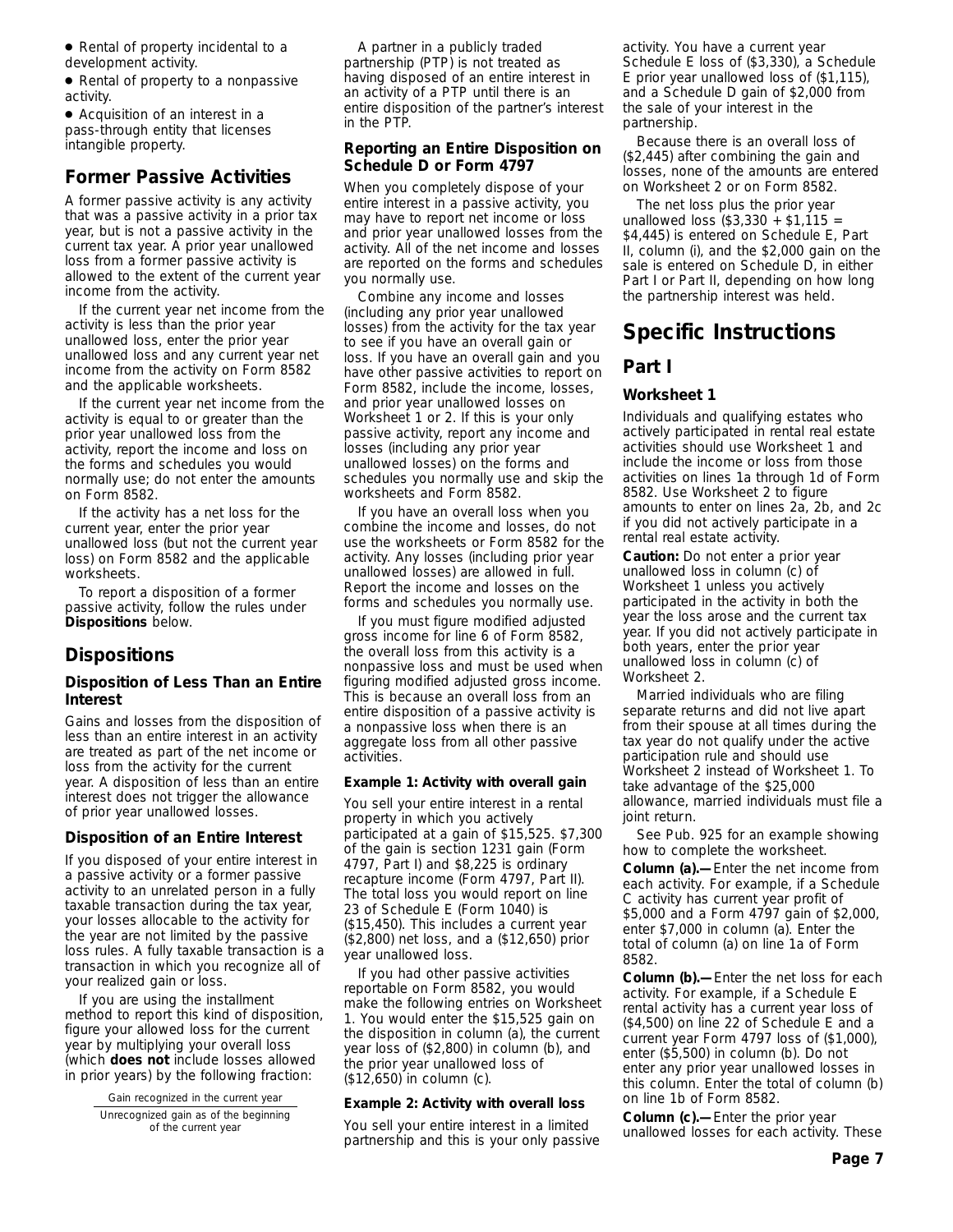- Rental of property incidental to a development activity.
- Rental of property to a nonpassive activity.
- Acquisition of an interest in a pass-through entity that licenses intangible property.

## Former Passive Activities

A former passive activity is any activity that was a passive activity in a prior tax year, but is not a passive activity in the current tax year. A prior year unallowed loss from a former passive activity is allowed to the extent of the current year income from the activity.

If the current year net income from the activity is less than the prior year unallowed loss, enter the prior year unallowed loss and any current year net income from the activity on Form 8582 and the applicable worksheets.

If the current year net income from the activity is equal to or greater than the prior year unallowed loss from the activity, report the income and loss on the forms and schedules you would normally use; do not enter the amounts on Form 8582.

If the activity has a net loss for the current year, enter the prior year unallowed loss (but not the current year loss) on Form 8582 and the applicable worksheets.

To report a disposition of a former passive activity, follow the rules under **Dispositions** below.

## Dispositions

### Disposition of Less Than an Entire Interest

Gains and losses from the disposition of less than an entire interest in an activity are treated as part of the net income or loss from the activity for the current year. A disposition of less than an entire interest does not trigger the allowance of prior year unallowed losses.

### Disposition of an Entire Interest

If you disposed of your entire interest in a passive activity or a former passive activity to an unrelated person in a fully taxable transaction during the tax year, your losses allocable to the activity for the year are not limited by the passive loss rules. A fully taxable transaction is a transaction in which you recognize all of your realized gain or loss.

If you are using the installment method to report this kind of disposition, figure your allowed loss for the current year by multiplying your overall loss (which **does not** include losses allowed in prior years) by the following fraction:

$$\frac{\text{Gain recognized in the current year}}{\text{Unrecognized gain as of the beginning of the current year}}$$

A partner in a publicly traded partnership (PTP) is not treated as having disposed of an entire interest in an activity of a PTP until there is an entire disposition of the partner's interest in the PTP.

### Reporting an Entire Disposition on Schedule D or Form 4797

When you completely dispose of your entire interest in a passive activity, you may have to report net income or loss and prior year unallowed losses from the activity. All of the net income and losses are reported on the forms and schedules you normally use.

Combine any income and losses (including any prior year unallowed losses) from the activity for the tax year to see if you have an overall gain or loss. If you have an overall gain and you have other passive activities to report on Form 8582, include the income, losses, and prior year unallowed losses on Worksheet 1 or 2. If this is your only passive activity, report any income and losses (including any prior year unallowed losses) on the forms and schedules you normally use and skip the worksheets and Form 8582.

If you have an overall loss when you combine the income and losses, do not use the worksheets or Form 8582 for the activity. Any losses (including prior year unallowed losses) are allowed in full. Report the income and losses on the forms and schedules you normally use.

If you must figure modified adjusted gross income for line 6 of Form 8582, the overall loss from this activity is a nonpassive loss and must be used when figuring modified adjusted gross income. This is because an overall loss from an entire disposition of a passive activity is a nonpassive loss when there is an aggregate loss from all other passive activities.

#### Example 1: Activity with overall gain

You sell your entire interest in a rental property in which you actively participated at a gain of $15,525. $7,300 of the gain is section 1231 gain (Form 4797, Part I) and $8,225 is ordinary recapture income (Form 4797, Part II). The total loss you would report on line 23 of Schedule E (Form 1040) is ($15,450). This includes a current year ($2,800) net loss, and a ($12,650) prior year unallowed loss.

If you had other passive activities reportable on Form 8582, you would make the following entries on Worksheet 1. You would enter the $15,525 gain on the disposition in column (a), the current year loss of ($2,800) in column (b), and the prior year unallowed loss of ($12,650) in column (c).

#### Example 2: Activity with overall loss

You sell your entire interest in a limited partnership and this is your only passive activity. You have a current year Schedule E loss of ($3,330), a Schedule E prior year unallowed loss of ($1,115), and a Schedule D gain of $2,000 from the sale of your interest in the partnership.

Because there is an overall loss of ($2,445) after combining the gain and losses, none of the amounts are entered on Worksheet 2 or on Form 8582.

The net loss plus the prior year unallowed loss ($3,330 + $1,115 = $4,445) is entered on Schedule E, Part II, column (i), and the $2,000 gain on the sale is entered on Schedule D, in either Part I or Part II, depending on how long the partnership interest was held.

# Specific Instructions

## Part I

### Worksheet 1

Individuals and qualifying estates who actively participated in rental real estate activities should use Worksheet 1 and include the income or loss from those activities on lines 1a through 1d of Form 8582. Use Worksheet 2 to figure amounts to enter on lines 2a, 2b, and 2c if you did not actively participate in a rental real estate activity.

**Caution:** Do not enter a prior year unallowed loss in column (c) of Worksheet 1 unless you actively participated in the activity in both the year the loss arose and the current tax year. If you did not actively participate in both years, enter the prior year unallowed loss in column (c) of Worksheet 2.

Married individuals who are filing separate returns and did not live apart from their spouse at all times during the tax year do not qualify under the active participation rule and should use Worksheet 2 instead of Worksheet 1. To take advantage of the $25,000 allowance, married individuals must file a joint return.

See Pub. 925 for an example showing how to complete the worksheet.

**Column (a).—** Enter the net income from each activity. For example, if a Schedule C activity has current year profit of $5,000 and a Form 4797 gain of $2,000, enter $7,000 in column (a). Enter the total of column (a) on line 1a of Form 8582.

**Column (b).—** Enter the net loss for each activity. For example, if a Schedule E rental activity has a current year loss of ($4,500) on line 22 of Schedule E and a current year Form 4797 loss of ($1,000), enter ($5,500) in column (b). Do not enter any prior year unallowed losses in this column. Enter the total of column (b) on line 1b of Form 8582.

**Column (c).—** Enter the prior year unallowed losses for each activity. These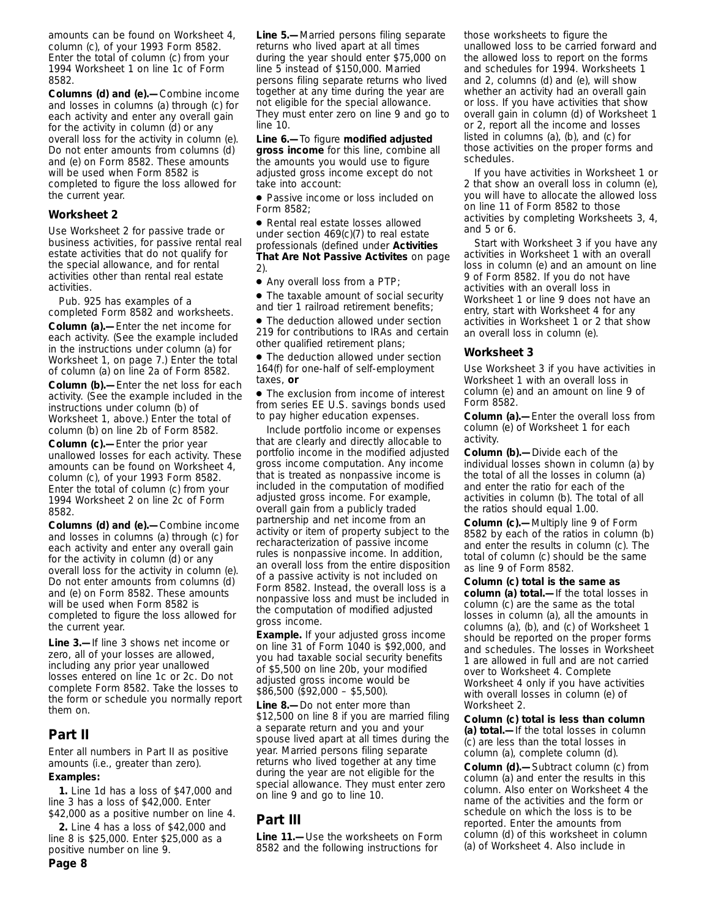amounts can be found on Worksheet 4, column (c), of your 1993 Form 8582. Enter the total of column (c) from your 1994 Worksheet 1 on line 1c of Form 8582.

**Columns (d) and (e).—** Combine income and losses in columns (a) through (c) for each activity and enter any overall gain for the activity in column (d) or any overall loss for the activity in column (e). Do not enter amounts from columns (d) and (e) on Form 8582. These amounts will be used when Form 8582 is completed to figure the loss allowed for the current year.

### Worksheet 2

Use Worksheet 2 for passive trade or business activities, for passive rental real estate activities that do not qualify for the special allowance, and for rental activities other than rental real estate activities.

Pub. 925 has examples of a completed Form 8582 and worksheets.

**Column (a).—** Enter the net income for each activity. (See the example included in the instructions under column (a) for Worksheet 1, on page 7.) Enter the total of column (a) on line 2a of Form 8582.

**Column (b).—** Enter the net loss for each activity. (See the example included in the instructions under column (b) of Worksheet 1, above.) Enter the total of column (b) on line 2b of Form 8582.

**Column (c).—** Enter the prior year unallowed losses for each activity. These amounts can be found on Worksheet 4, column (c), of your 1993 Form 8582. Enter the total of column (c) from your 1994 Worksheet 2 on line 2c of Form 8582.

**Columns (d) and (e).—** Combine income and losses in columns (a) through (c) for each activity and enter any overall gain for the activity in column (d) or any overall loss for the activity in column (e). Do not enter amounts from columns (d) and (e) on Form 8582. These amounts will be used when Form 8582 is completed to figure the loss allowed for the current year.

**Line 3.—** If line 3 shows net income or zero, all of your losses are allowed, including any prior year unallowed losses entered on line 1c or 2c. Do not complete Form 8582. Take the losses to the form or schedule you normally report them on.

## Part II

Enter all numbers in Part II as positive amounts (i.e., greater than zero).

**Examples:**

**1.** Line 1d has a loss of $47,000 and line 3 has a loss of $42,000. Enter $42,000 as a positive number on line 4.

**2.** Line 4 has a loss of $42,000 and line 8 is $25,000. Enter $25,000 as a positive number on line 9.

**Line 5.—** Married persons filing separate returns who lived apart at all times during the year should enter $75,000 on line 5 instead of $150,000. Married persons filing separate returns who lived together at any time during the year are not eligible for the special allowance. They must enter zero on line 9 and go to line 10.

**Line 6.—** To figure **modified adjusted gross income** for this line, combine all the amounts you would use to figure adjusted gross income except do not take into account:

- Passive income or loss included on Form 8582;
- Rental real estate losses allowed under section 469(c)(7) to real estate professionals (defined under **Activities That Are Not Passive Activites** on page 2).
- Any overall loss from a PTP;
- The taxable amount of social security and tier 1 railroad retirement benefits;
- The deduction allowed under section 219 for contributions to IRAs and certain other qualified retirement plans;
- The deduction allowed under section 164(f) for one-half of self-employment taxes, **or**
- The exclusion from income of interest from series EE U.S. savings bonds used to pay higher education expenses.

Include portfolio income or expenses that are clearly and directly allocable to portfolio income in the modified adjusted gross income computation. Any income that is treated as nonpassive income is included in the computation of modified adjusted gross income. For example, overall gain from a publicly traded partnership and net income from an activity or item of property subject to the recharacterization of passive income rules is nonpassive income. In addition, an overall loss from the entire disposition of a passive activity is not included on Form 8582. Instead, the overall loss is a nonpassive loss and must be included in the computation of modified adjusted gross income.

**Example.** If your adjusted gross income on line 31 of Form 1040 is $92,000, and you had taxable social security benefits of $5,500 on line 20b, your modified adjusted gross income would be $86,500 ($92,000 – $5,500).

**Line 8.—** Do not enter more than $12,500 on line 8 if you are married filing a separate return and you and your spouse lived apart at all times during the year. Married persons filing separate returns who lived together at any time during the year are not eligible for the special allowance. They must enter zero on line 9 and go to line 10.

## Part III

**Line 11.—** Use the worksheets on Form 8582 and the following instructions for those worksheets to figure the unallowed loss to be carried forward and the allowed loss to report on the forms and schedules for 1994. Worksheets 1 and 2, columns (d) and (e), will show whether an activity had an overall gain or loss. If you have activities that show overall gain in column (d) of Worksheet 1 or 2, report all the income and losses listed in columns (a), (b), and (c) for those activities on the proper forms and schedules.

If you have activities in Worksheet 1 or 2 that show an overall loss in column (e), you will have to allocate the allowed loss on line 11 of Form 8582 to those activities by completing Worksheets 3, 4, and 5 or 6.

Start with Worksheet 3 if you have any activities in Worksheet 1 with an overall loss in column (e) and an amount on line 9 of Form 8582. If you do not have activities with an overall loss in Worksheet 1 or line 9 does not have an entry, start with Worksheet 4 for any activities in Worksheet 1 or 2 that show an overall loss in column (e).

### Worksheet 3

Use Worksheet 3 if you have activities in Worksheet 1 with an overall loss in column (e) and an amount on line 9 of Form 8582.

**Column (a).—** Enter the overall loss from column (e) of Worksheet 1 for each activity.

**Column (b).—** Divide each of the individual losses shown in column (a) by the total of all the losses in column (a) and enter the ratio for each of the activities in column (b). The total of all the ratios should equal 1.00.

**Column (c).—** Multiply line 9 of Form 8582 by each of the ratios in column (b) and enter the results in column (c). The total of column (c) should be the same as line 9 of Form 8582.

**Column (c) total is the same as column (a) total.—** If the total losses in column (c) are the same as the total losses in column (a), all the amounts in columns (a), (b), and (c) of Worksheet 1 should be reported on the proper forms and schedules. The losses in Worksheet 1 are allowed in full and are not carried over to Worksheet 4. Complete Worksheet 4 only if you have activities with overall losses in column (e) of Worksheet 2.

**Column (c) total is less than column (a) total.—** If the total losses in column (c) are less than the total losses in column (a), complete column (d).

**Column (d).—** Subtract column (c) from column (a) and enter the results in this column. Also enter on Worksheet 4 the name of the activities and the form or schedule on which the loss is to be reported. Enter the amounts from column (d) of this worksheet in column (a) of Worksheet 4. Also include in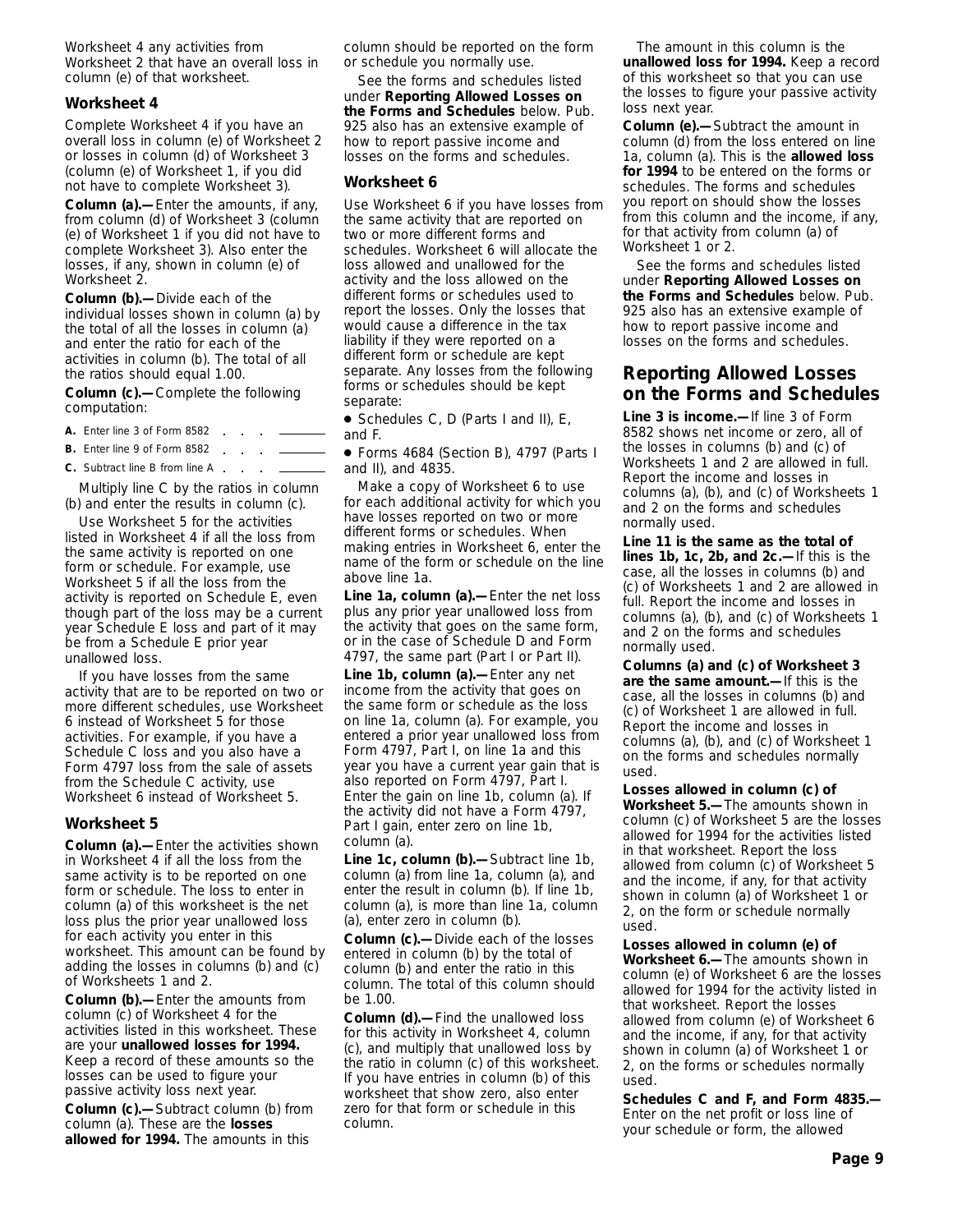Worksheet 4 any activities from Worksheet 2 that have an overall loss in column (e) of that worksheet.

### Worksheet 4

Complete Worksheet 4 if you have an overall loss in column (e) of Worksheet 2 or losses in column (d) of Worksheet 3 (column (e) of Worksheet 1, if you did not have to complete Worksheet 3).

**Column (a).—** Enter the amounts, if any, from column (d) of Worksheet 3 (column (e) of Worksheet 1 if you did not have to complete Worksheet 3). Also enter the losses, if any, shown in column (e) of Worksheet 2.

**Column (b).—** Divide each of the individual losses shown in column (a) by the total of all the losses in column (a) and enter the ratio for each of the activities in column (b). The total of all the ratios should equal 1.00.

**Column (c).—** Complete the following computation:

**A.** Enter line 3 of Form 8582 . . . ______

**B.** Enter line 9 of Form 8582 . . . ______

**C.** Subtract line B from line A . . . ______

Multiply line C by the ratios in column (b) and enter the results in column (c).

Use Worksheet 5 for the activities listed in Worksheet 4 if all the loss from the same activity is reported on one form or schedule. For example, use Worksheet 5 if all the loss from the activity is reported on Schedule E, even though part of the loss may be a current year Schedule E loss and part of it may be from a Schedule E prior year unallowed loss.

If you have losses from the same activity that are to be reported on two or more different schedules, use Worksheet 6 instead of Worksheet 5 for those activities. For example, if you have a Schedule C loss and you also have a Form 4797 loss from the sale of assets from the Schedule C activity, use Worksheet 6 instead of Worksheet 5.

### Worksheet 5

**Column (a).—** Enter the activities shown in Worksheet 4 if all the loss from the same activity is to be reported on one form or schedule. The loss to enter in column (a) of this worksheet is the net loss plus the prior year unallowed loss for each activity you enter in this worksheet. This amount can be found by adding the losses in columns (b) and (c) of Worksheets 1 and 2.

**Column (b).—** Enter the amounts from column (c) of Worksheet 4 for the activities listed in this worksheet. These are your **unallowed losses for 1994.** Keep a record of these amounts so the losses can be used to figure your passive activity loss next year.

**Column (c).—** Subtract column (b) from column (a). These are the **losses allowed for 1994.** The amounts in this column should be reported on the form or schedule you normally use.

See the forms and schedules listed under **Reporting Allowed Losses on the Forms and Schedules** below. Pub. 925 also has an extensive example of how to report passive income and losses on the forms and schedules.

### Worksheet 6

Use Worksheet 6 if you have losses from the same activity that are reported on two or more different forms and schedules. Worksheet 6 will allocate the loss allowed and unallowed for the activity and the loss allowed on the different forms or schedules used to report the losses. Only the losses that would cause a difference in the tax liability if they were reported on a different form or schedule are kept separate. Any losses from the following forms or schedules should be kept separate:

- Schedules C, D (Parts I and II), E, and F.
- Forms 4684 (Section B), 4797 (Parts I and II), and 4835.

Make a copy of Worksheet 6 to use for each additional activity for which you have losses reported on two or more different forms or schedules. When making entries in Worksheet 6, enter the name of the form or schedule on the line above line 1a.

**Line 1a, column (a).—** Enter the net loss plus any prior year unallowed loss from the activity that goes on the same form, or in the case of Schedule D and Form 4797, the same part (Part I or Part II).

**Line 1b, column (a).—** Enter any net income from the activity that goes on the same form or schedule as the loss on line 1a, column (a). For example, you entered a prior year unallowed loss from Form 4797, Part I, on line 1a and this year you have a current year gain that is also reported on Form 4797, Part I. Enter the gain on line 1b, column (a). If the activity did not have a Form 4797, Part I gain, enter zero on line 1b, column (a).

**Line 1c, column (b).—** Subtract line 1b, column (a) from line 1a, column (a), and enter the result in column (b). If line 1b, column (a), is more than line 1a, column (a), enter zero in column (b).

**Column (c).—** Divide each of the losses entered in column (b) by the total of column (b) and enter the ratio in this column. The total of this column should be 1.00.

**Column (d).—** Find the unallowed loss for this activity in Worksheet 4, column (c), and multiply that unallowed loss by the ratio in column (c) of this worksheet. If you have entries in column (b) of this worksheet that show zero, also enter zero for that form or schedule in this column.

The amount in this column is the **unallowed loss for 1994.** Keep a record of this worksheet so that you can use the losses to figure your passive activity loss next year.

**Column (e).—** Subtract the amount in column (d) from the loss entered on line 1a, column (a). This is the **allowed loss for 1994** to be entered on the forms or schedules. The forms and schedules you report on should show the losses from this column and the income, if any, for that activity from column (a) of Worksheet 1 or 2.

See the forms and schedules listed under **Reporting Allowed Losses on the Forms and Schedules** below. Pub. 925 also has an extensive example of how to report passive income and losses on the forms and schedules.

## Reporting Allowed Losses on the Forms and Schedules

**Line 3 is income.—** If line 3 of Form 8582 shows net income or zero, all of the losses in columns (b) and (c) of Worksheets 1 and 2 are allowed in full. Report the income and losses in columns (a), (b), and (c) of Worksheets 1 and 2 on the forms and schedules normally used.

**Line 11 is the same as the total of lines 1b, 1c, 2b, and 2c.—** If this is the case, all the losses in columns (b) and (c) of Worksheets 1 and 2 are allowed in full. Report the income and losses in columns (a), (b), and (c) of Worksheets 1 and 2 on the forms and schedules normally used.

**Columns (a) and (c) of Worksheet 3 are the same amount.—** If this is the case, all the losses in columns (b) and (c) of Worksheet 1 are allowed in full. Report the income and losses in columns (a), (b), and (c) of Worksheet 1 on the forms and schedules normally used.

**Losses allowed in column (c) of Worksheet 5.—** The amounts shown in column (c) of Worksheet 5 are the losses allowed for 1994 for the activities listed in that worksheet. Report the loss allowed from column (c) of Worksheet 5 and the income, if any, for that activity shown in column (a) of Worksheet 1 or 2, on the form or schedule normally used.

**Losses allowed in column (e) of Worksheet 6.—** The amounts shown in column (e) of Worksheet 6 are the losses allowed for 1994 for the activity listed in that worksheet. Report the losses allowed from column (e) of Worksheet 6 and the income, if any, for that activity shown in column (a) of Worksheet 1 or 2, on the forms or schedules normally used.

**Schedules C and F, and Form 4835.—** Enter on the net profit or loss line of your schedule or form, the allowed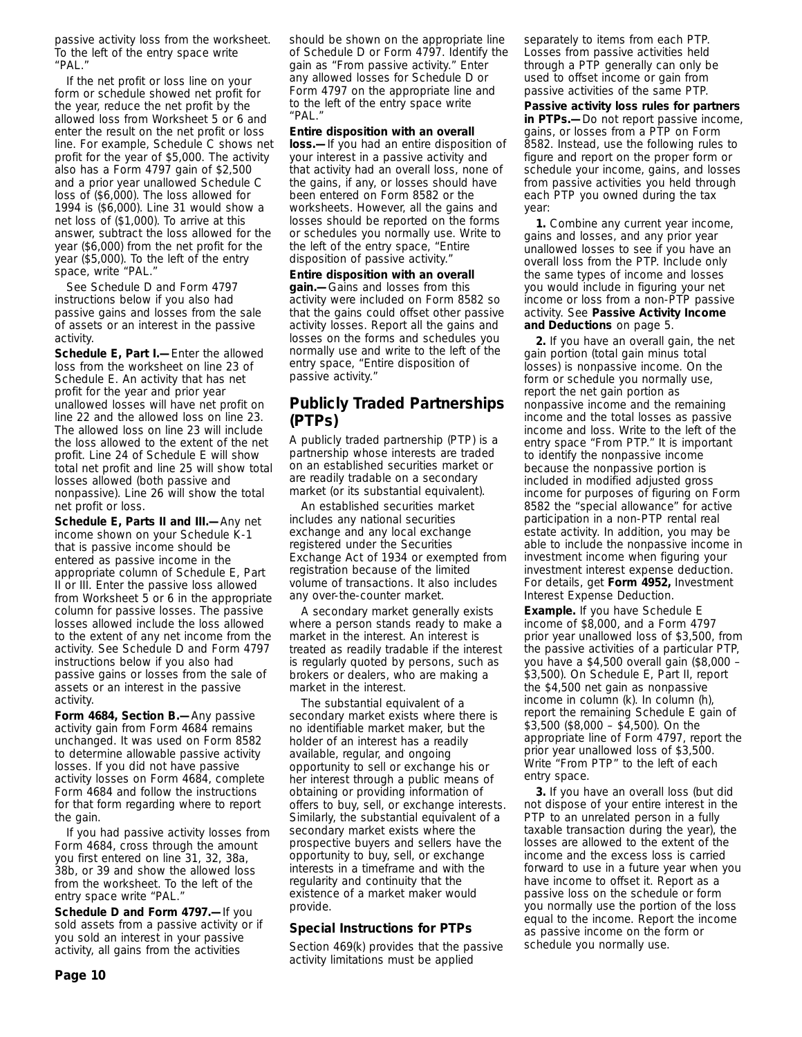passive activity loss from the worksheet. To the left of the entry space write "PAL."

If the net profit or loss line on your form or schedule showed net profit for the year, reduce the net profit by the allowed loss from Worksheet 5 or 6 and enter the result on the net profit or loss line. For example, Schedule C shows net profit for the year of $5,000. The activity also has a Form 4797 gain of $2,500 and a prior year unallowed Schedule C loss of ($6,000). The loss allowed for 1994 is ($6,000). Line 31 would show a net loss of ($1,000). To arrive at this answer, subtract the loss allowed for the year ($6,000) from the net profit for the year ($5,000). To the left of the entry space, write "PAL."

See Schedule D and Form 4797 instructions below if you also had passive gains and losses from the sale of assets or an interest in the passive activity.

**Schedule E, Part I.—** Enter the allowed loss from the worksheet on line 23 of Schedule E. An activity that has net profit for the year and prior year unallowed losses will have net profit on line 22 and the allowed loss on line 23. The allowed loss on line 23 will include the loss allowed to the extent of the net profit. Line 24 of Schedule E will show total net profit and line 25 will show total losses allowed (both passive and nonpassive). Line 26 will show the total net profit or loss.

**Schedule E, Parts II and III.—** Any net income shown on your Schedule K-1 that is passive income should be entered as passive income in the appropriate column of Schedule E, Part II or III. Enter the passive loss allowed from Worksheet 5 or 6 in the appropriate column for passive losses. The passive losses allowed include the loss allowed to the extent of any net income from the activity. See Schedule D and Form 4797 instructions below if you also had passive gains or losses from the sale of assets or an interest in the passive activity.

**Form 4684, Section B.—** Any passive activity gain from Form 4684 remains unchanged. It was used on Form 8582 to determine allowable passive activity losses. If you did not have passive activity losses on Form 4684, complete Form 4684 and follow the instructions for that form regarding where to report the gain.

If you had passive activity losses from Form 4684, cross through the amount you first entered on line 31, 32, 38a, 38b, or 39 and show the allowed loss from the worksheet. To the left of the entry space write "PAL."

**Schedule D and Form 4797.—** If you sold assets from a passive activity or if you sold an interest in your passive activity, all gains from the activities should be shown on the appropriate line of Schedule D or Form 4797. Identify the gain as "From passive activity." Enter any allowed losses for Schedule D or Form 4797 on the appropriate line and to the left of the entry space write "PAL."

**Entire disposition with an overall loss.—** If you had an entire disposition of your interest in a passive activity and that activity had an overall loss, none of the gains, if any, or losses should have been entered on Form 8582 or the worksheets. However, all the gains and losses should be reported on the forms or schedules you normally use. Write to the left of the entry space, "Entire disposition of passive activity."

**Entire disposition with an overall gain.—** Gains and losses from this activity were included on Form 8582 so that the gains could offset other passive activity losses. Report all the gains and losses on the forms and schedules you normally use and write to the left of the entry space, "Entire disposition of passive activity."

## Publicly Traded Partnerships (PTPs)

A publicly traded partnership (PTP) is a partnership whose interests are traded on an established securities market or are readily tradable on a secondary market (or its substantial equivalent).

An established securities market includes any national securities exchange and any local exchange registered under the Securities Exchange Act of 1934 or exempted from registration because of the limited volume of transactions. It also includes any over-the-counter market.

A secondary market generally exists where a person stands ready to make a market in the interest. An interest is treated as readily tradable if the interest is regularly quoted by persons, such as brokers or dealers, who are making a market in the interest.

The substantial equivalent of a secondary market exists where there is no identifiable market maker, but the holder of an interest has a readily available, regular, and ongoing opportunity to sell or exchange his or her interest through a public means of obtaining or providing information of offers to buy, sell, or exchange interests. Similarly, the substantial equivalent of a secondary market exists where the prospective buyers and sellers have the opportunity to buy, sell, or exchange interests in a timeframe and with the regularity and continuity that the existence of a market maker would provide.

### Special Instructions for PTPs

Section 469(k) provides that the passive activity limitations must be applied separately to items from each PTP. Losses from passive activities held through a PTP generally can only be used to offset income or gain from passive activities of the same PTP.

**Passive activity loss rules for partners in PTPs.—** Do not report passive income, gains, or losses from a PTP on Form 8582. Instead, use the following rules to figure and report on the proper form or schedule your income, gains, and losses from passive activities you held through each PTP you owned during the tax year:

**1.** Combine any current year income, gains and losses, and any prior year unallowed losses to see if you have an overall loss from the PTP. Include only the same types of income and losses you would include in figuring your net income or loss from a non-PTP passive activity. See **Passive Activity Income and Deductions** on page 5.

**2.** If you have an overall gain, the net gain portion (total gain minus total losses) is nonpassive income. On the form or schedule you normally use, report the net gain portion as nonpassive income and the remaining income and the total losses as passive income and loss. Write to the left of the entry space "From PTP." It is important to identify the nonpassive income because the nonpassive portion is included in modified adjusted gross income for purposes of figuring on Form 8582 the "special allowance" for active participation in a non-PTP rental real estate activity. In addition, you may be able to include the nonpassive income in investment income when figuring your investment interest expense deduction. For details, get **Form 4952,** Investment Interest Expense Deduction.

**Example.** If you have Schedule E income of $8,000, and a Form 4797 prior year unallowed loss of $3,500, from the passive activities of a particular PTP, you have a $4,500 overall gain ($8,000 – $3,500). On Schedule E, Part II, report the $4,500 net gain as nonpassive income in column (k). In column (h), report the remaining Schedule E gain of $3,500 ($8,000 – $4,500). On the appropriate line of Form 4797, report the prior year unallowed loss of $3,500. Write "From PTP" to the left of each entry space.

**3.** If you have an overall loss (but did not dispose of your entire interest in the PTP to an unrelated person in a fully taxable transaction during the year), the losses are allowed to the extent of the income and the excess loss is carried forward to use in a future year when you have income to offset it. Report as a passive loss on the schedule or form you normally use the portion of the loss equal to the income. Report the income as passive income on the form or schedule you normally use.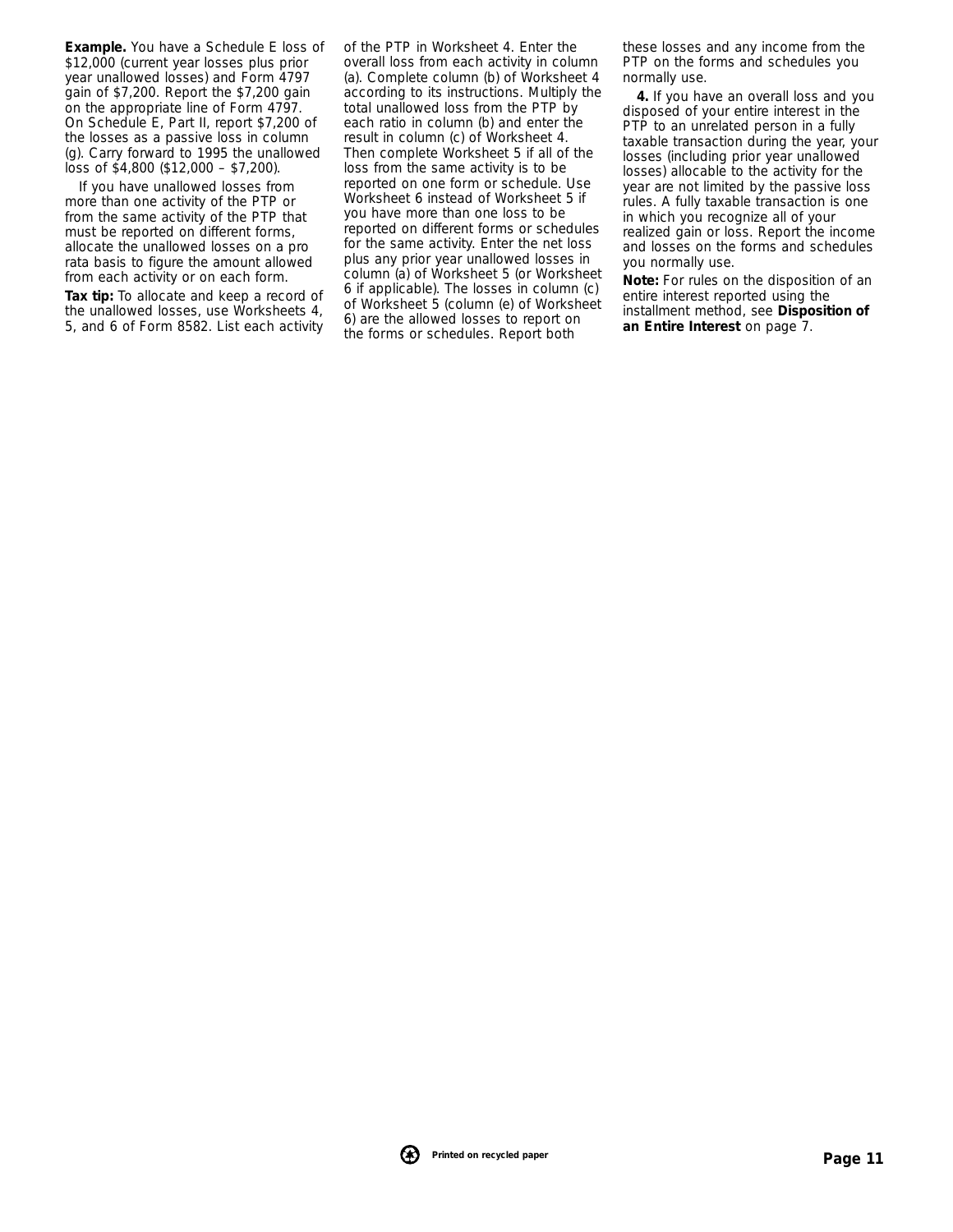**Example.** You have a Schedule E loss of $12,000 (current year losses plus prior year unallowed losses) and Form 4797 gain of $7,200. Report the $7,200 gain on the appropriate line of Form 4797. On Schedule E, Part II, report $7,200 of the losses as a passive loss in column (g). Carry forward to 1995 the unallowed loss of $4,800 ($12,000 – $7,200).

If you have unallowed losses from more than one activity of the PTP or from the same activity of the PTP that must be reported on different forms, allocate the unallowed losses on a pro rata basis to figure the amount allowed from each activity or on each form.

**Tax tip:** To allocate and keep a record of the unallowed losses, use Worksheets 4, 5, and 6 of Form 8582. List each activity of the PTP in Worksheet 4. Enter the overall loss from each activity in column (a). Complete column (b) of Worksheet 4 according to its instructions. Multiply the total unallowed loss from the PTP by each ratio in column (b) and enter the result in column (c) of Worksheet 4. Then complete Worksheet 5 if all of the loss from the same activity is to be reported on one form or schedule. Use Worksheet 6 instead of Worksheet 5 if you have more than one loss to be reported on different forms or schedules for the same activity. Enter the net loss plus any prior year unallowed losses in column (a) of Worksheet 5 (or Worksheet 6 if applicable). The losses in column (c) of Worksheet 5 (column (e) of Worksheet 6) are the allowed losses to report on the forms or schedules. Report both these losses and any income from the PTP on the forms and schedules you normally use.

**4.** If you have an overall loss and you disposed of your entire interest in the PTP to an unrelated person in a fully taxable transaction during the year, your losses (including prior year unallowed losses) allocable to the activity for the year are not limited by the passive loss rules. A fully taxable transaction is one in which you recognize all of your realized gain or loss. Report the income and losses on the forms and schedules you normally use.

**Note:** For rules on the disposition of an entire interest reported using the installment method, see **Disposition of an Entire Interest** on page 7.

Printed on recycled paper